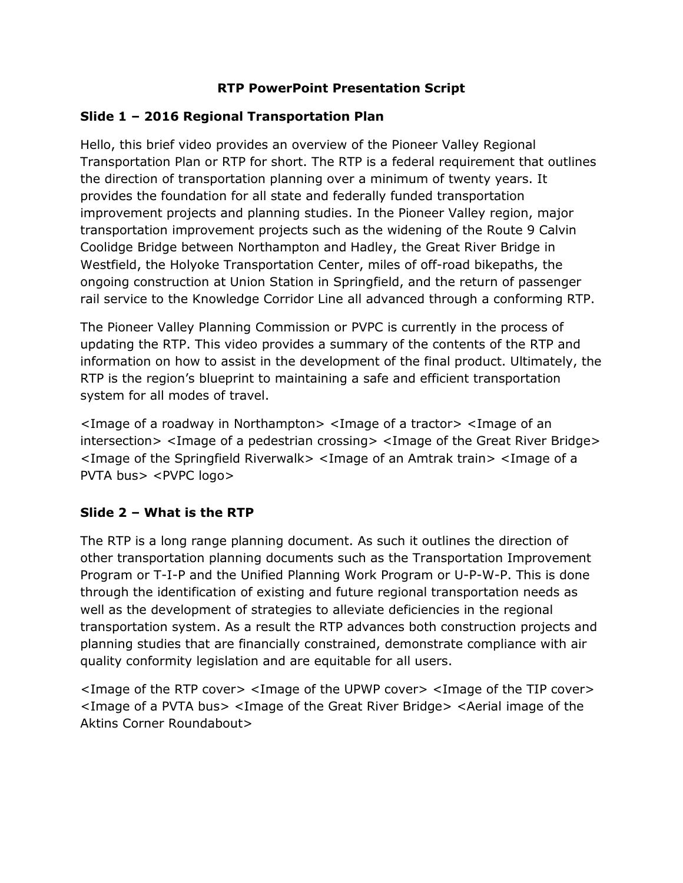# RTP PowerPoint Presentation Script

## Slide 1 – 2016 Regional Transportation Plan

Hello, this brief video provides an overview of the Pioneer Valley Regional Transportation Plan or RTP for short. The RTP is a federal requirement that outlines the direction of transportation planning over a minimum of twenty years. It provides the foundation for all state and federally funded transportation improvement projects and planning studies. In the Pioneer Valley region, major transportation improvement projects such as the widening of the Route 9 Calvin Coolidge Bridge between Northampton and Hadley, the Great River Bridge in Westfield, the Holyoke Transportation Center, miles of off-road bikepaths, the ongoing construction at Union Station in Springfield, and the return of passenger rail service to the Knowledge Corridor Line all advanced through a conforming RTP.

The Pioneer Valley Planning Commission or PVPC is currently in the process of updating the RTP. This video provides a summary of the contents of the RTP and information on how to assist in the development of the final product. Ultimately, the RTP is the region's blueprint to maintaining a safe and efficient transportation system for all modes of travel.

<Image of a roadway in Northampton> <Image of a tractor> <Image of an intersection> <Image of a pedestrian crossing> <Image of the Great River Bridge> <Image of the Springfield Riverwalk> <Image of an Amtrak train> <Image of a PVTA bus> <PVPC logo>

## Slide 2 – What is the RTP

The RTP is a long range planning document. As such it outlines the direction of other transportation planning documents such as the Transportation Improvement Program or T-I-P and the Unified Planning Work Program or U-P-W-P. This is done through the identification of existing and future regional transportation needs as well as the development of strategies to alleviate deficiencies in the regional transportation system. As a result the RTP advances both construction projects and planning studies that are financially constrained, demonstrate compliance with air quality conformity legislation and are equitable for all users.

<Image of the RTP cover> <Image of the UPWP cover> <Image of the TIP cover> <Image of a PVTA bus> <Image of the Great River Bridge> <Aerial image of the Aktins Corner Roundabout>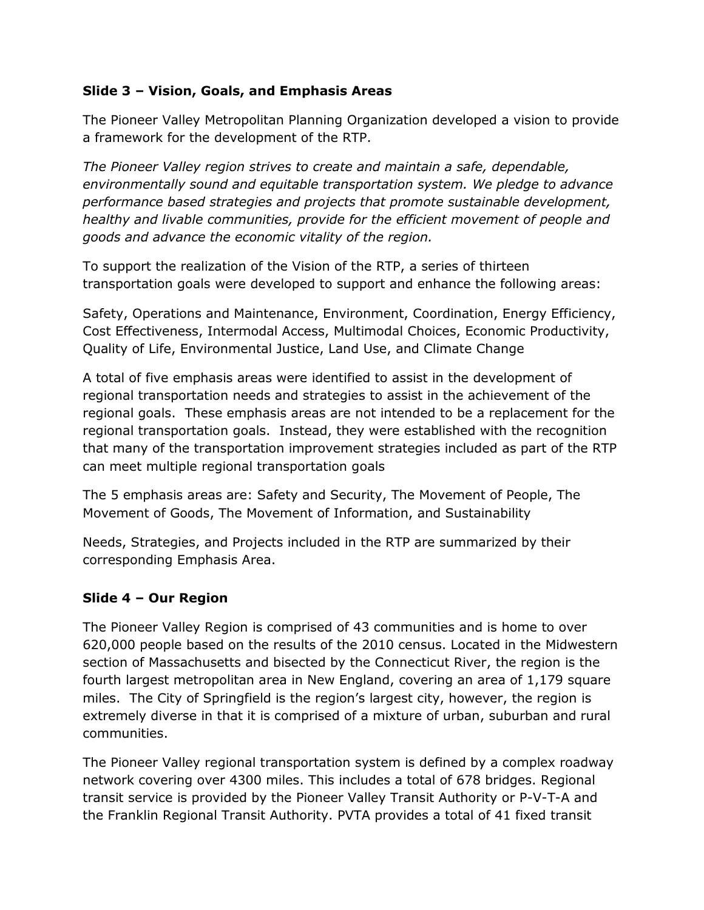### Slide 3 – Vision, Goals, and Emphasis Areas

The Pioneer Valley Metropolitan Planning Organization developed a vision to provide a framework for the development of the RTP.

*The Pioneer Valley region strives to create and maintain a safe, dependable, environmentally sound and equitable transportation system. We pledge to advance performance based strategies and projects that promote sustainable development, healthy and livable communities, provide for the efficient movement of people and goods and advance the economic vitality of the region.*

To support the realization of the Vision of the RTP, a series of thirteen transportation goals were developed to support and enhance the following areas:

Safety, Operations and Maintenance, Environment, Coordination, Energy Efficiency, Cost Effectiveness, Intermodal Access, Multimodal Choices, Economic Productivity, Quality of Life, Environmental Justice, Land Use, and Climate Change

A total of five emphasis areas were identified to assist in the development of regional transportation needs and strategies to assist in the achievement of the regional goals. These emphasis areas are not intended to be a replacement for the regional transportation goals. Instead, they were established with the recognition that many of the transportation improvement strategies included as part of the RTP can meet multiple regional transportation goals

The 5 emphasis areas are: Safety and Security, The Movement of People, The Movement of Goods, The Movement of Information, and Sustainability

Needs, Strategies, and Projects included in the RTP are summarized by their corresponding Emphasis Area.

### Slide 4 – Our Region

The Pioneer Valley Region is comprised of 43 communities and is home to over 620,000 people based on the results of the 2010 census. Located in the Midwestern section of Massachusetts and bisected by the Connecticut River, the region is the fourth largest metropolitan area in New England, covering an area of 1,179 square miles. The City of Springfield is the region's largest city, however, the region is extremely diverse in that it is comprised of a mixture of urban, suburban and rural communities.

The Pioneer Valley regional transportation system is defined by a complex roadway network covering over 4300 miles. This includes a total of 678 bridges. Regional transit service is provided by the Pioneer Valley Transit Authority or P-V-T-A and the Franklin Regional Transit Authority. PVTA provides a total of 41 fixed transit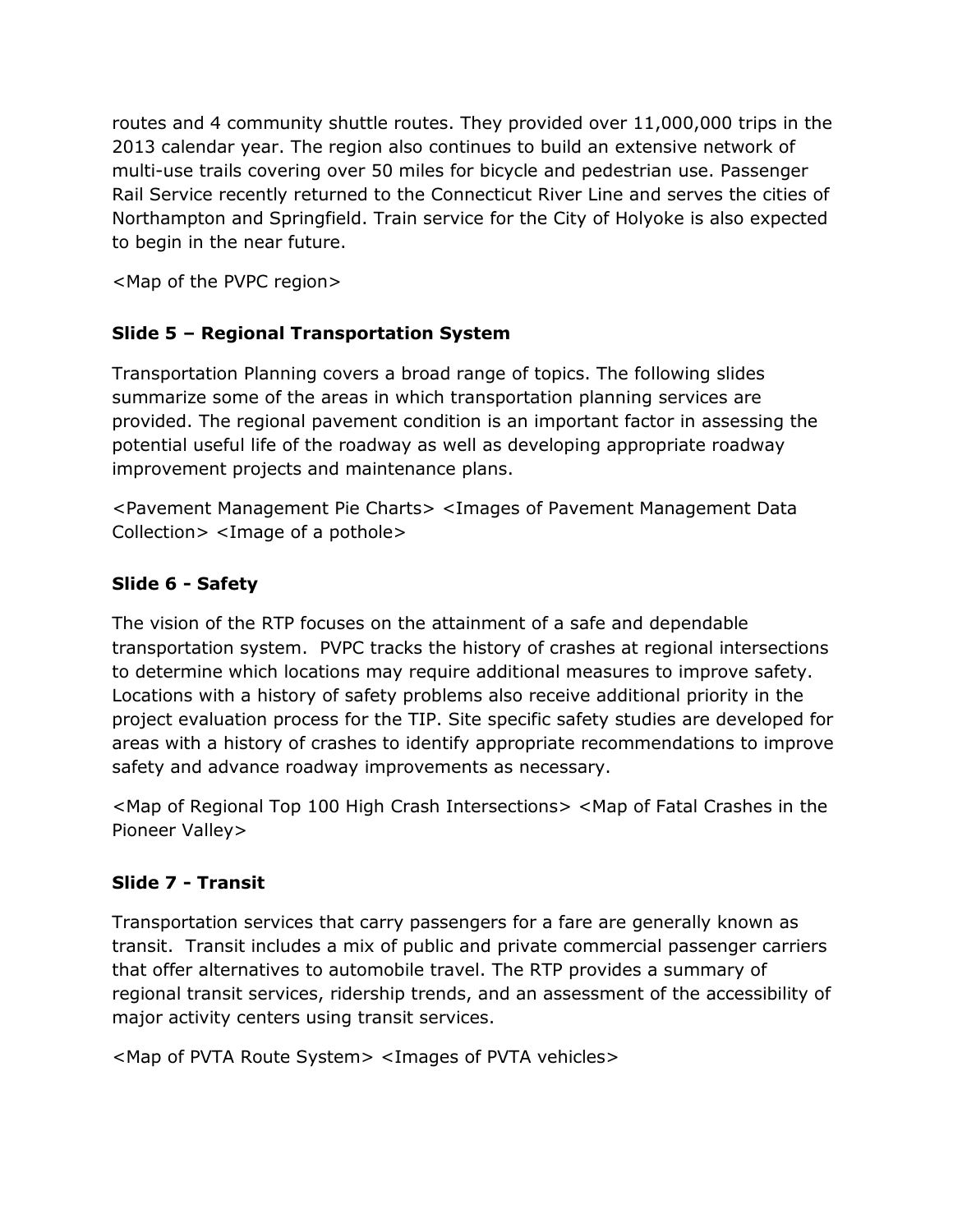routes and 4 community shuttle routes. They provided over 11,000,000 trips in the 2013 calendar year. The region also continues to build an extensive network of multi-use trails covering over 50 miles for bicycle and pedestrian use. Passenger Rail Service recently returned to the Connecticut River Line and serves the cities of Northampton and Springfield. Train service for the City of Holyoke is also expected to begin in the near future.

<Map of the PVPC region>

### Slide 5 – Regional Transportation System

Transportation Planning covers a broad range of topics. The following slides summarize some of the areas in which transportation planning services are provided. The regional pavement condition is an important factor in assessing the potential useful life of the roadway as well as developing appropriate roadway improvement projects and maintenance plans.

<Pavement Management Pie Charts> <Images of Pavement Management Data Collection> <Image of a pothole>

### Slide 6 - Safety

The vision of the RTP focuses on the attainment of a safe and dependable transportation system. PVPC tracks the history of crashes at regional intersections to determine which locations may require additional measures to improve safety. Locations with a history of safety problems also receive additional priority in the project evaluation process for the TIP. Site specific safety studies are developed for areas with a history of crashes to identify appropriate recommendations to improve safety and advance roadway improvements as necessary.

<Map of Regional Top 100 High Crash Intersections> <Map of Fatal Crashes in the Pioneer Valley>

### Slide 7 - Transit

Transportation services that carry passengers for a fare are generally known as transit. Transit includes a mix of public and private commercial passenger carriers that offer alternatives to automobile travel. The RTP provides a summary of regional transit services, ridership trends, and an assessment of the accessibility of major activity centers using transit services.

<Map of PVTA Route System> <Images of PVTA vehicles>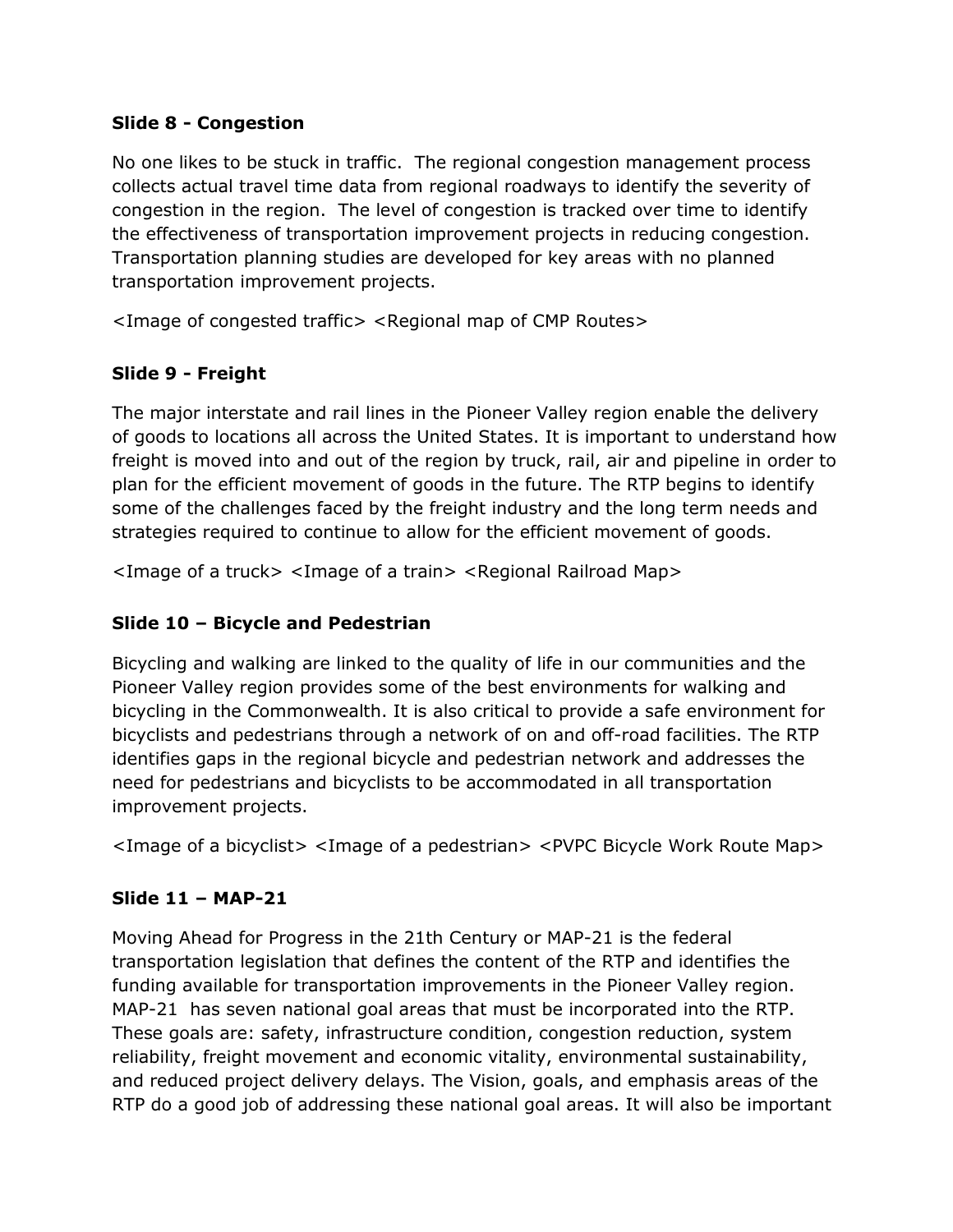**Slide 8 - Congestion**

No one likes to be stuck in traffic. The regional congestion management process collects actual travel time data from regional roadways to identify the severity of congestion in the region. The level of congestion is tracked over time to identify the effectiveness of transportation improvement projects in reducing congestion. Transportation planning studies are developed for key areas with no planned transportation improvement projects.

<Image of congested traffic> <Regional map of CMP Routes>

**Slide 9 - Freight**

The major interstate and rail lines in the Pioneer Valley region enable the delivery of goods to locations all across the United States. It is important to understand how freight is moved into and out of the region by truck, rail, air and pipeline in order to plan for the efficient movement of goods in the future. The RTP begins to identify some of the challenges faced by the freight industry and the long term needs and strategies required to continue to allow for the efficient movement of goods.

<Image of a truck> <Image of a train> <Regional Railroad Map>

**Slide 10 – Bicycle and Pedestrian**

Bicycling and walking are linked to the quality of life in our communities and the Pioneer Valley region provides some of the best environments for walking and bicycling in the Commonwealth. It is also critical to provide a safe environment for bicyclists and pedestrians through a network of on and off-road facilities. The RTP identifies gaps in the regional bicycle and pedestrian network and addresses the need for pedestrians and bicyclists to be accommodated in all transportation improvement projects.

<Image of a bicyclist> <Image of a pedestrian> <PVPC Bicycle Work Route Map>

**Slide 11 – MAP-21**

Moving Ahead for Progress in the 21th Century or MAP-21 is the federal transportation legislation that defines the content of the RTP and identifies the funding available for transportation improvements in the Pioneer Valley region. MAP-21 has seven national goal areas that must be incorporated into the RTP. These goals are: safety, infrastructure condition, congestion reduction, system reliability, freight movement and economic vitality, environmental sustainability, and reduced project delivery delays. The Vision, goals, and emphasis areas of the RTP do a good job of addressing these national goal areas. It will also be important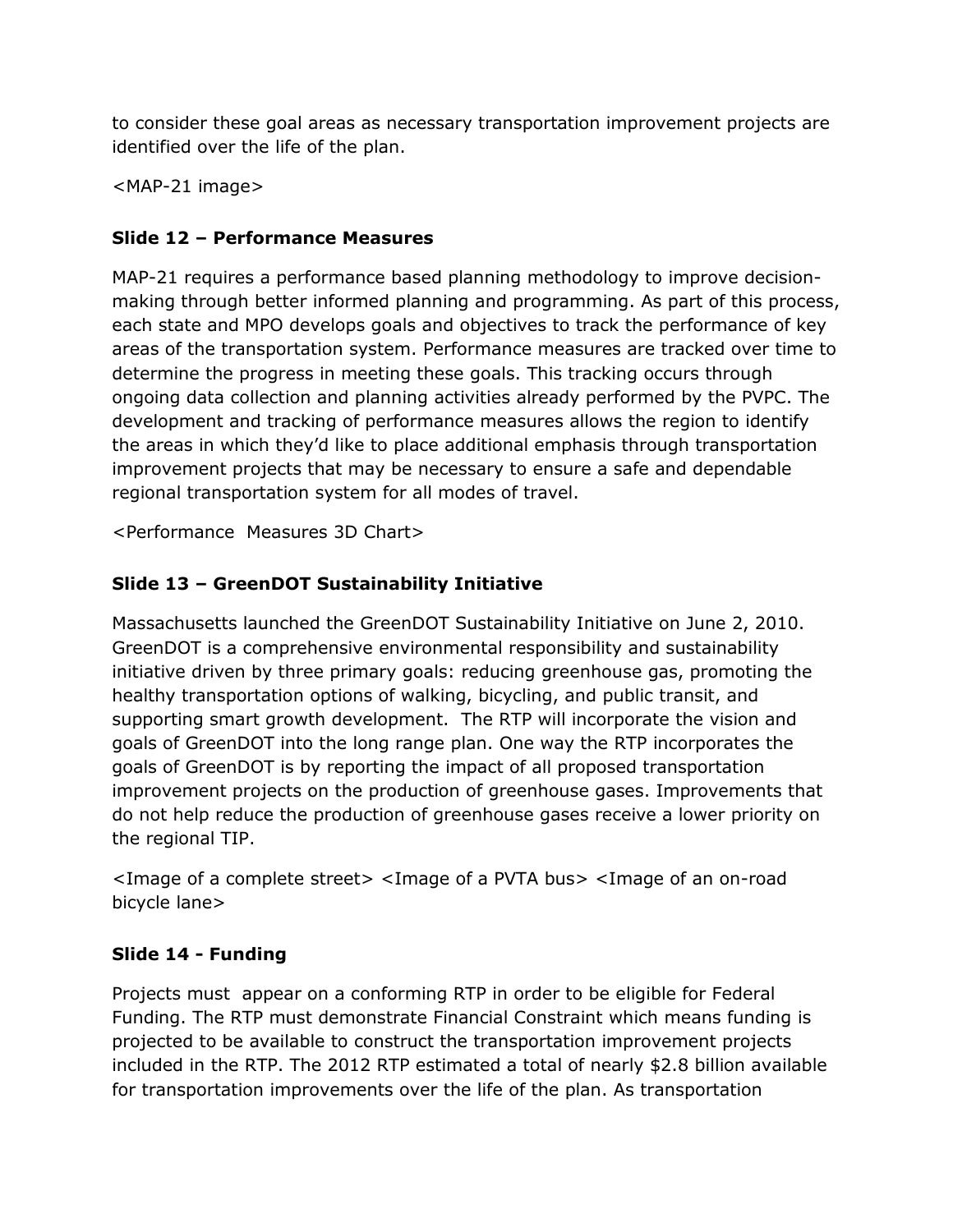to consider these goal areas as necessary transportation improvement projects are identified over the life of the plan.

<MAP-21 image>

**Slide 12 – Performance Measures**

MAP-21 requires a performance based planning methodology to improve decision-making through better informed planning and programming. As part of this process, each state and MPO develops goals and objectives to track the performance of key areas of the transportation system. Performance measures are tracked over time to determine the progress in meeting these goals. This tracking occurs through ongoing data collection and planning activities already performed by the PVPC. The development and tracking of performance measures allows the region to identify the areas in which they'd like to place additional emphasis through transportation improvement projects that may be necessary to ensure a safe and dependable regional transportation system for all modes of travel.

<Performance Measures 3D Chart>

**Slide 13 – GreenDOT Sustainability Initiative**

Massachusetts launched the GreenDOT Sustainability Initiative on June 2, 2010. GreenDOT is a comprehensive environmental responsibility and sustainability initiative driven by three primary goals: reducing greenhouse gas, promoting the healthy transportation options of walking, bicycling, and public transit, and supporting smart growth development. The RTP will incorporate the vision and goals of GreenDOT into the long range plan. One way the RTP incorporates the goals of GreenDOT is by reporting the impact of all proposed transportation improvement projects on the production of greenhouse gases. Improvements that do not help reduce the production of greenhouse gases receive a lower priority on the regional TIP.

<Image of a complete street> <Image of a PVTA bus> <Image of an on-road bicycle lane>

**Slide 14 - Funding**

Projects must appear on a conforming RTP in order to be eligible for Federal Funding. The RTP must demonstrate Financial Constraint which means funding is projected to be available to construct the transportation improvement projects included in the RTP. The 2012 RTP estimated a total of nearly $2.8 billion available for transportation improvements over the life of the plan. As transportation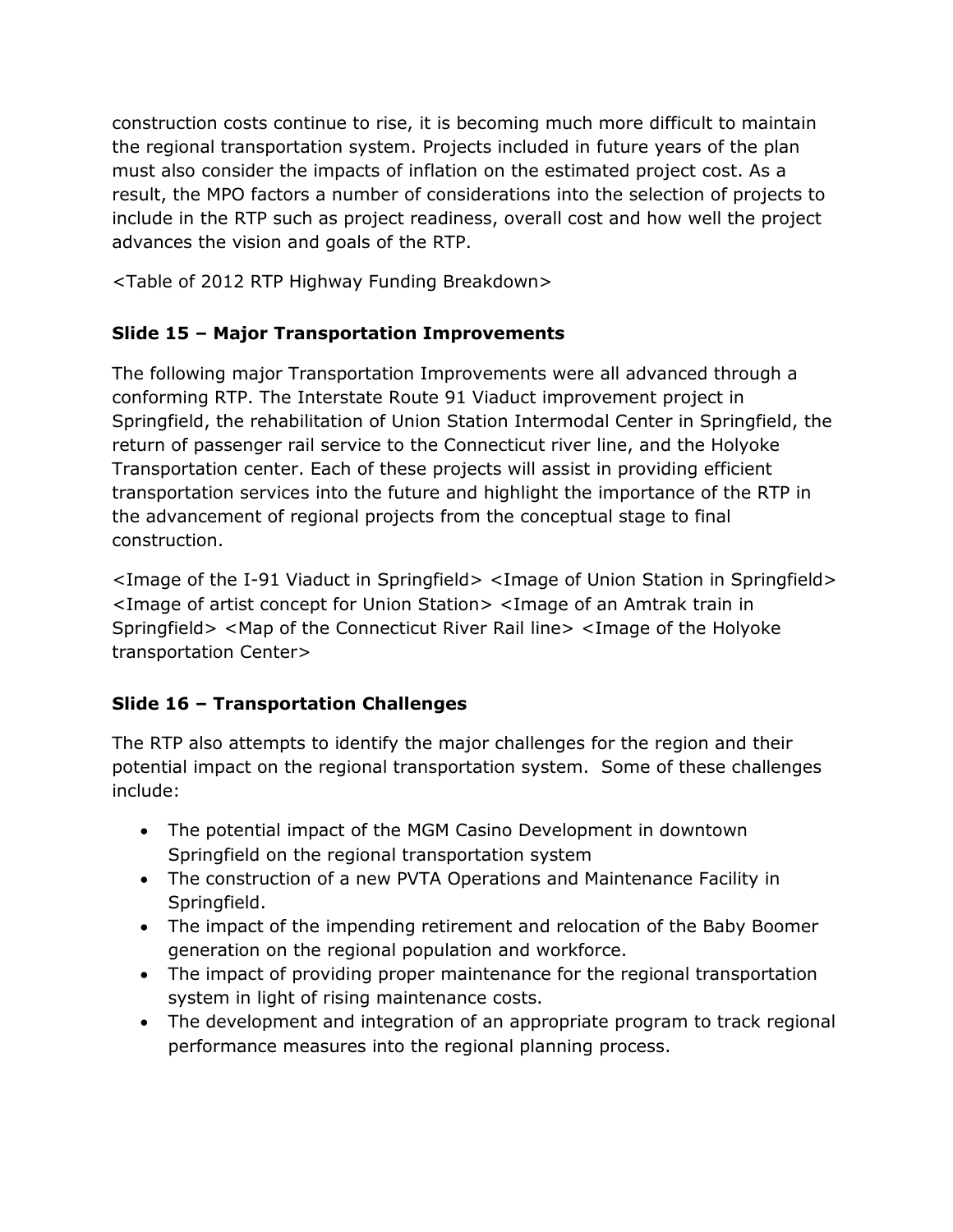construction costs continue to rise, it is becoming much more difficult to maintain the regional transportation system. Projects included in future years of the plan must also consider the impacts of inflation on the estimated project cost. As a result, the MPO factors a number of considerations into the selection of projects to include in the RTP such as project readiness, overall cost and how well the project advances the vision and goals of the RTP.

<Table of 2012 RTP Highway Funding Breakdown>

**Slide 15 – Major Transportation Improvements**

The following major Transportation Improvements were all advanced through a conforming RTP. The Interstate Route 91 Viaduct improvement project in Springfield, the rehabilitation of Union Station Intermodal Center in Springfield, the return of passenger rail service to the Connecticut river line, and the Holyoke Transportation center. Each of these projects will assist in providing efficient transportation services into the future and highlight the importance of the RTP in the advancement of regional projects from the conceptual stage to final construction.

<Image of the I-91 Viaduct in Springfield> <Image of Union Station in Springfield> <Image of artist concept for Union Station> <Image of an Amtrak train in Springfield> <Map of the Connecticut River Rail line> <Image of the Holyoke transportation Center>

**Slide 16 – Transportation Challenges**

The RTP also attempts to identify the major challenges for the region and their potential impact on the regional transportation system. Some of these challenges include:

- The potential impact of the MGM Casino Development in downtown Springfield on the regional transportation system
- The construction of a new PVTA Operations and Maintenance Facility in Springfield.
- The impact of the impending retirement and relocation of the Baby Boomer generation on the regional population and workforce.
- The impact of providing proper maintenance for the regional transportation system in light of rising maintenance costs.
- The development and integration of an appropriate program to track regional performance measures into the regional planning process.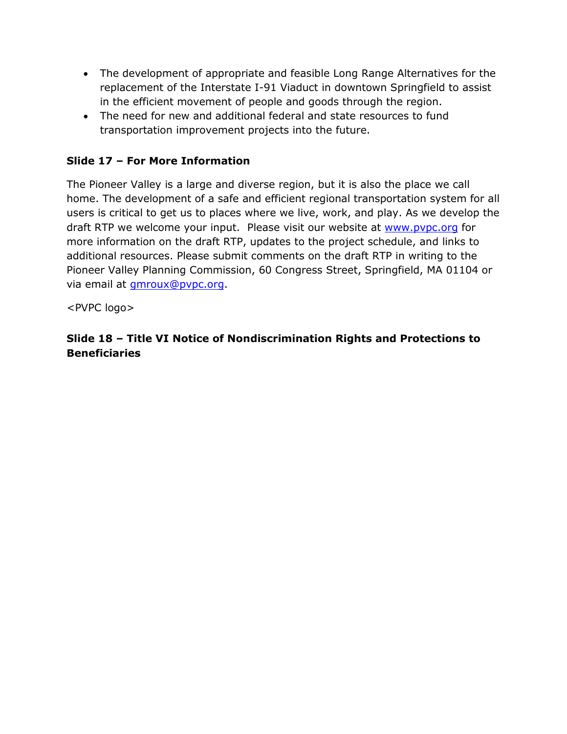- The development of appropriate and feasible Long Range Alternatives for the replacement of the Interstate I-91 Viaduct in downtown Springfield to assist in the efficient movement of people and goods through the region.
- The need for new and additional federal and state resources to fund transportation improvement projects into the future.

**Slide 17 – For More Information**

The Pioneer Valley is a large and diverse region, but it is also the place we call home. The development of a safe and efficient regional transportation system for all users is critical to get us to places where we live, work, and play. As we develop the draft RTP we welcome your input. Please visit our website at www.pvpc.org for more information on the draft RTP, updates to the project schedule, and links to additional resources. Please submit comments on the draft RTP in writing to the Pioneer Valley Planning Commission, 60 Congress Street, Springfield, MA 01104 or via email at gmroux@pvpc.org.

<PVPC logo>

**Slide 18 – Title VI Notice of Nondiscrimination Rights and Protections to Beneficiaries**